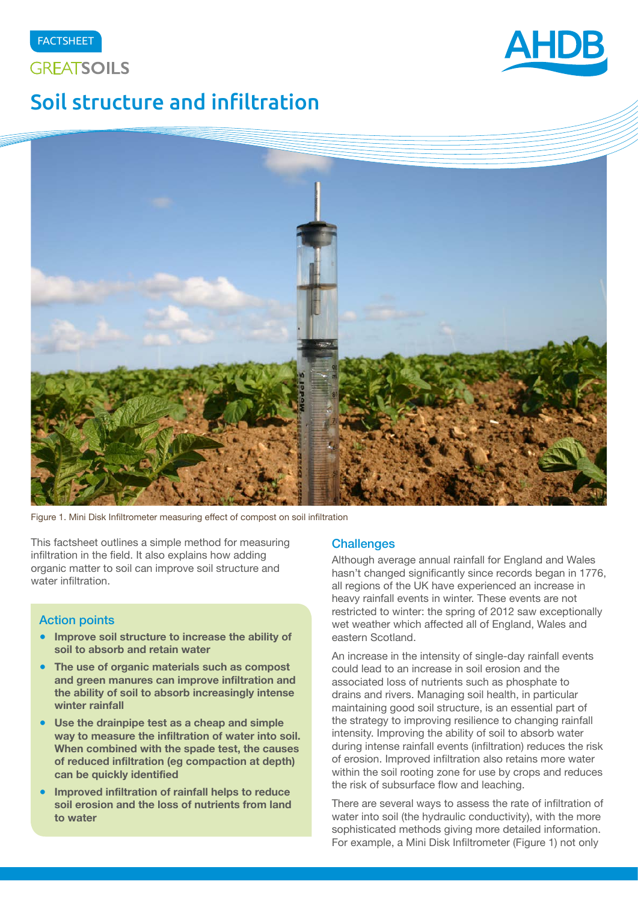FACTSHEET

GREATSOILS

# Soil structure and infiltration

Figure 1. Mini Disk Infiltrometer measuring effect of compost on soil infiltration

This factsheet outlines a simple method for measuring infiltration in the field. It also explains how adding organic matter to soil can improve soil structure and water infiltration.

### Action points

- **Improve soil structure to increase the ability of soil to absorb and retain water**
- **The use of organic materials such as compost and green manures can improve infiltration and the ability of soil to absorb increasingly intense winter rainfall**
- **Use the drainpipe test as a cheap and simple way to measure the infiltration of water into soil. When combined with the spade test, the causes of reduced infiltration (eg compaction at depth) can be quickly identified**
- **Improved infiltration of rainfall helps to reduce soil erosion and the loss of nutrients from land to water**

## Challenges

Although average annual rainfall for England and Wales hasn't changed significantly since records began in 1776, all regions of the UK have experienced an increase in heavy rainfall events in winter. These events are not restricted to winter: the spring of 2012 saw exceptionally wet weather which affected all of England, Wales and eastern Scotland.

An increase in the intensity of single-day rainfall events could lead to an increase in soil erosion and the associated loss of nutrients such as phosphate to drains and rivers. Managing soil health, in particular maintaining good soil structure, is an essential part of the strategy to improving resilience to changing rainfall intensity. Improving the ability of soil to absorb water during intense rainfall events (infiltration) reduces the risk of erosion. Improved infiltration also retains more water within the soil rooting zone for use by crops and reduces the risk of subsurface flow and leaching.

There are several ways to assess the rate of infiltration of water into soil (the hydraulic conductivity), with the more sophisticated methods giving more detailed information. For example, a Mini Disk Infiltrometer (Figure 1) not only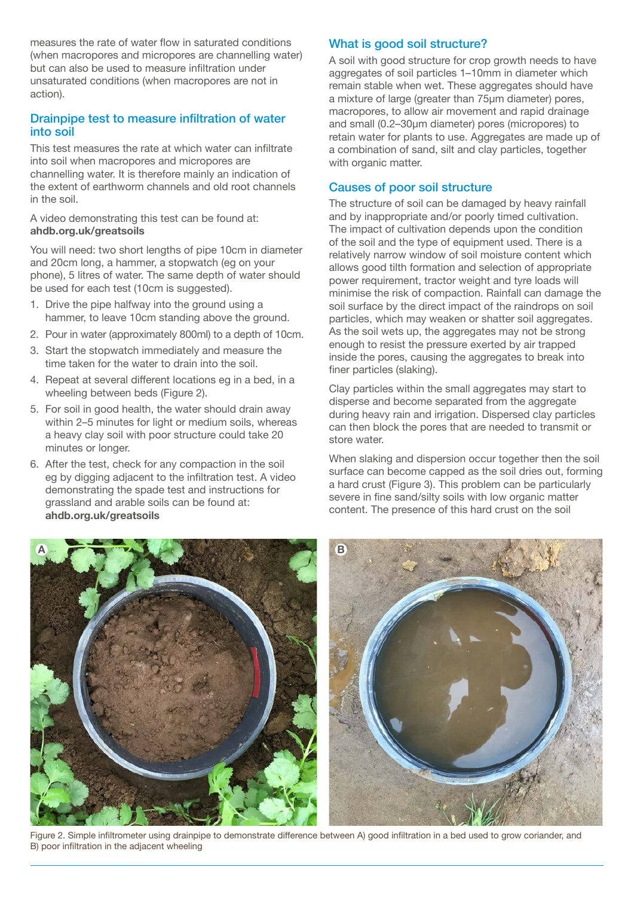measures the rate of water flow in saturated conditions (when macropores and micropores are channelling water) but can also be used to measure infiltration under unsaturated conditions (when macropores are not in action).

## Drainpipe test to measure infiltration of water into soil

This test measures the rate at which water can infiltrate into soil when macropores and micropores are channelling water. It is therefore mainly an indication of the extent of earthworm channels and old root channels in the soil.

A video demonstrating this test can be found at: **ahdb.org.uk/greatsoils**

You will need: two short lengths of pipe 10cm in diameter and 20cm long, a hammer, a stopwatch (eg on your phone), 5 litres of water. The same depth of water should be used for each test (10cm is suggested).

1. Drive the pipe halfway into the ground using a hammer, to leave 10cm standing above the ground.
2. Pour in water (approximately 800ml) to a depth of 10cm.
3. Start the stopwatch immediately and measure the time taken for the water to drain into the soil.
4. Repeat at several different locations eg in a bed, in a wheeling between beds (Figure 2).
5. For soil in good health, the water should drain away within 2–5 minutes for light or medium soils, whereas a heavy clay soil with poor structure could take 20 minutes or longer.
6. After the test, check for any compaction in the soil eg by digging adjacent to the infiltration test. A video demonstrating the spade test and instructions for grassland and arable soils can be found at: **ahdb.org.uk/greatsoils**

## What is good soil structure?

A soil with good structure for crop growth needs to have aggregates of soil particles 1–10mm in diameter which remain stable when wet. These aggregates should have a mixture of large (greater than 75µm diameter) pores, macropores, to allow air movement and rapid drainage and small (0.2–30µm diameter) pores (micropores) to retain water for plants to use. Aggregates are made up of a combination of sand, silt and clay particles, together with organic matter.

## Causes of poor soil structure

The structure of soil can be damaged by heavy rainfall and by inappropriate and/or poorly timed cultivation. The impact of cultivation depends upon the condition of the soil and the type of equipment used. There is a relatively narrow window of soil moisture content which allows good tilth formation and selection of appropriate power requirement, tractor weight and tyre loads will minimise the risk of compaction. Rainfall can damage the soil surface by the direct impact of the raindrops on soil particles, which may weaken or shatter soil aggregates. As the soil wets up, the aggregates may not be strong enough to resist the pressure exerted by air trapped inside the pores, causing the aggregates to break into finer particles (slaking).

Clay particles within the small aggregates may start to disperse and become separated from the aggregate during heavy rain and irrigation. Dispersed clay particles can then block the pores that are needed to transmit or store water.

When slaking and dispersion occur together then the soil surface can become capped as the soil dries out, forming a hard crust (Figure 3). This problem can be particularly severe in fine sand/silty soils with low organic matter content. The presence of this hard crust on the soil

Figure 2. Simple infiltrometer using drainpipe to demonstrate difference between A) good infiltration in a bed used to grow coriander, and B) poor infiltration in the adjacent wheeling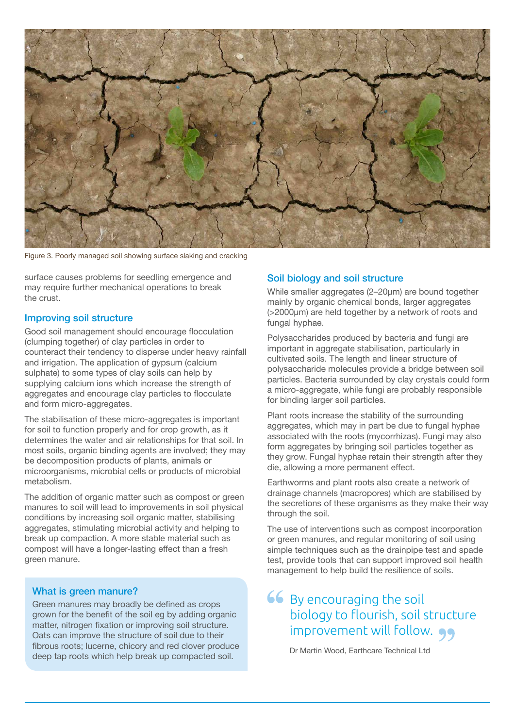Figure 3. Poorly managed soil showing surface slaking and cracking

surface causes problems for seedling emergence and may require further mechanical operations to break the crust.

## Improving soil structure

Good soil management should encourage flocculation (clumping together) of clay particles in order to counteract their tendency to disperse under heavy rainfall and irrigation. The application of gypsum (calcium sulphate) to some types of clay soils can help by supplying calcium ions which increase the strength of aggregates and encourage clay particles to flocculate and form micro-aggregates.

The stabilisation of these micro-aggregates is important for soil to function properly and for crop growth, as it determines the water and air relationships for that soil. In most soils, organic binding agents are involved; they may be decomposition products of plants, animals or microorganisms, microbial cells or products of microbial metabolism.

The addition of organic matter such as compost or green manures to soil will lead to improvements in soil physical conditions by increasing soil organic matter, stabilising aggregates, stimulating microbial activity and helping to break up compaction. A more stable material such as compost will have a longer-lasting effect than a fresh green manure.

### What is green manure?

Green manures may broadly be defined as crops grown for the benefit of the soil eg by adding organic matter, nitrogen fixation or improving soil structure. Oats can improve the structure of soil due to their fibrous roots; lucerne, chicory and red clover produce deep tap roots which help break up compacted soil.

## Soil biology and soil structure

While smaller aggregates (2–20μm) are bound together mainly by organic chemical bonds, larger aggregates (>2000μm) are held together by a network of roots and fungal hyphae.

Polysaccharides produced by bacteria and fungi are important in aggregate stabilisation, particularly in cultivated soils. The length and linear structure of polysaccharide molecules provide a bridge between soil particles. Bacteria surrounded by clay crystals could form a micro-aggregate, while fungi are probably responsible for binding larger soil particles.

Plant roots increase the stability of the surrounding aggregates, which may in part be due to fungal hyphae associated with the roots (mycorrhizas). Fungi may also form aggregates by bringing soil particles together as they grow. Fungal hyphae retain their strength after they die, allowing a more permanent effect.

Earthworms and plant roots also create a network of drainage channels (macropores) which are stabilised by the secretions of these organisms as they make their way through the soil.

The use of interventions such as compost incorporation or green manures, and regular monitoring of soil using simple techniques such as the drainpipe test and spade test, provide tools that can support improved soil health management to help build the resilience of soils.

> "By encouraging the soil biology to flourish, soil structure improvement will follow."
>
> Dr Martin Wood, Earthcare Technical Ltd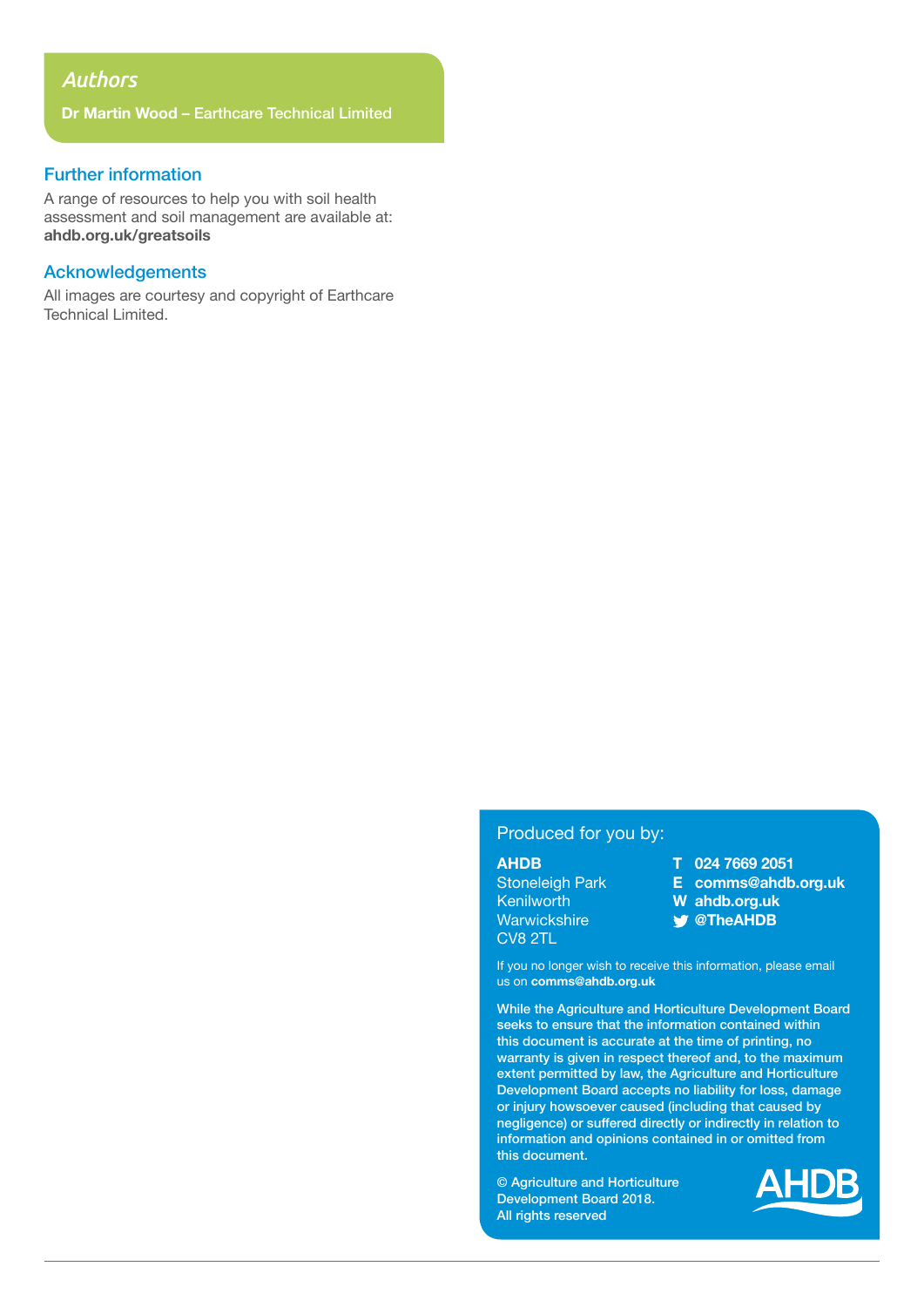## *Authors*

**Dr Martin Wood – Earthcare Technical Limited**

## Further information

A range of resources to help you with soil health assessment and soil management are available at: **ahdb.org.uk/greatsoils**

## Acknowledgements

All images are courtesy and copyright of Earthcare Technical Limited.

Produced for you by:

**AHDB**
Stoneleigh Park
Kenilworth
Warwickshire
CV8 2TL

**T 024 7669 2051**
**E comms@ahdb.org.uk**
**W ahdb.org.uk**
**@TheAHDB**

If you no longer wish to receive this information, please email us on **comms@ahdb.org.uk**

While the Agriculture and Horticulture Development Board seeks to ensure that the information contained within this document is accurate at the time of printing, no warranty is given in respect thereof and, to the maximum extent permitted by law, the Agriculture and Horticulture Development Board accepts no liability for loss, damage or injury howsoever caused (including that caused by negligence) or suffered directly or indirectly in relation to information and opinions contained in or omitted from this document.

© Agriculture and Horticulture Development Board 2018. All rights reserved

AHDB